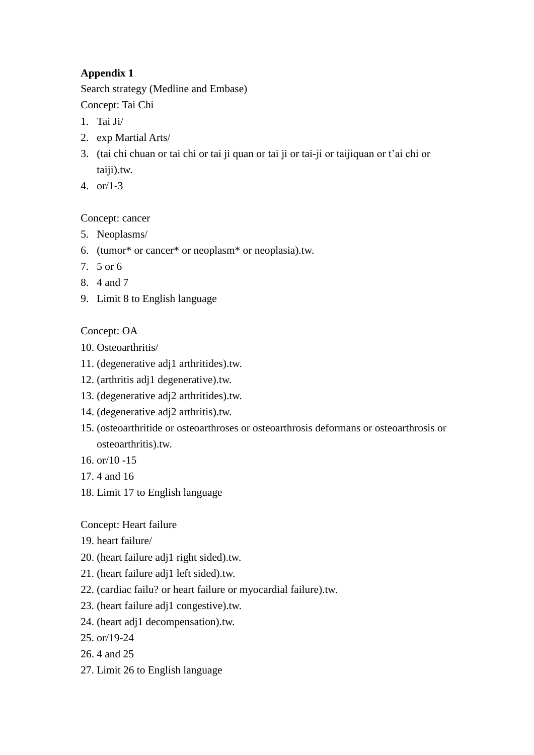**Appendix 1**

Search strategy (Medline and Embase)

Concept: Tai Chi

1. Tai Ji/
2. exp Martial Arts/
3. (tai chi chuan or tai chi or tai ji quan or tai ji or tai-ji or taijiquan or t'ai chi or taiji).tw.
4. or/1-3

Concept: cancer

5. Neoplasms/
6. (tumor* or cancer* or neoplasm* or neoplasia).tw.
7. 5 or 6
8. 4 and 7
9. Limit 8 to English language

Concept: OA

10. Osteoarthritis/
11. (degenerative adj1 arthritides).tw.
12. (arthritis adj1 degenerative).tw.
13. (degenerative adj2 arthritides).tw.
14. (degenerative adj2 arthritis).tw.
15. (osteoarthritide or osteoarthroses or osteoarthrosis deformans or osteoarthrosis or osteoarthritis).tw.
16. or/10 -15
17. 4 and 16
18. Limit 17 to English language

Concept: Heart failure

19. heart failure/
20. (heart failure adj1 right sided).tw.
21. (heart failure adj1 left sided).tw.
22. (cardiac failu? or heart failure or myocardial failure).tw.
23. (heart failure adj1 congestive).tw.
24. (heart adj1 decompensation).tw.
25. or/19-24
26. 4 and 25
27. Limit 26 to English language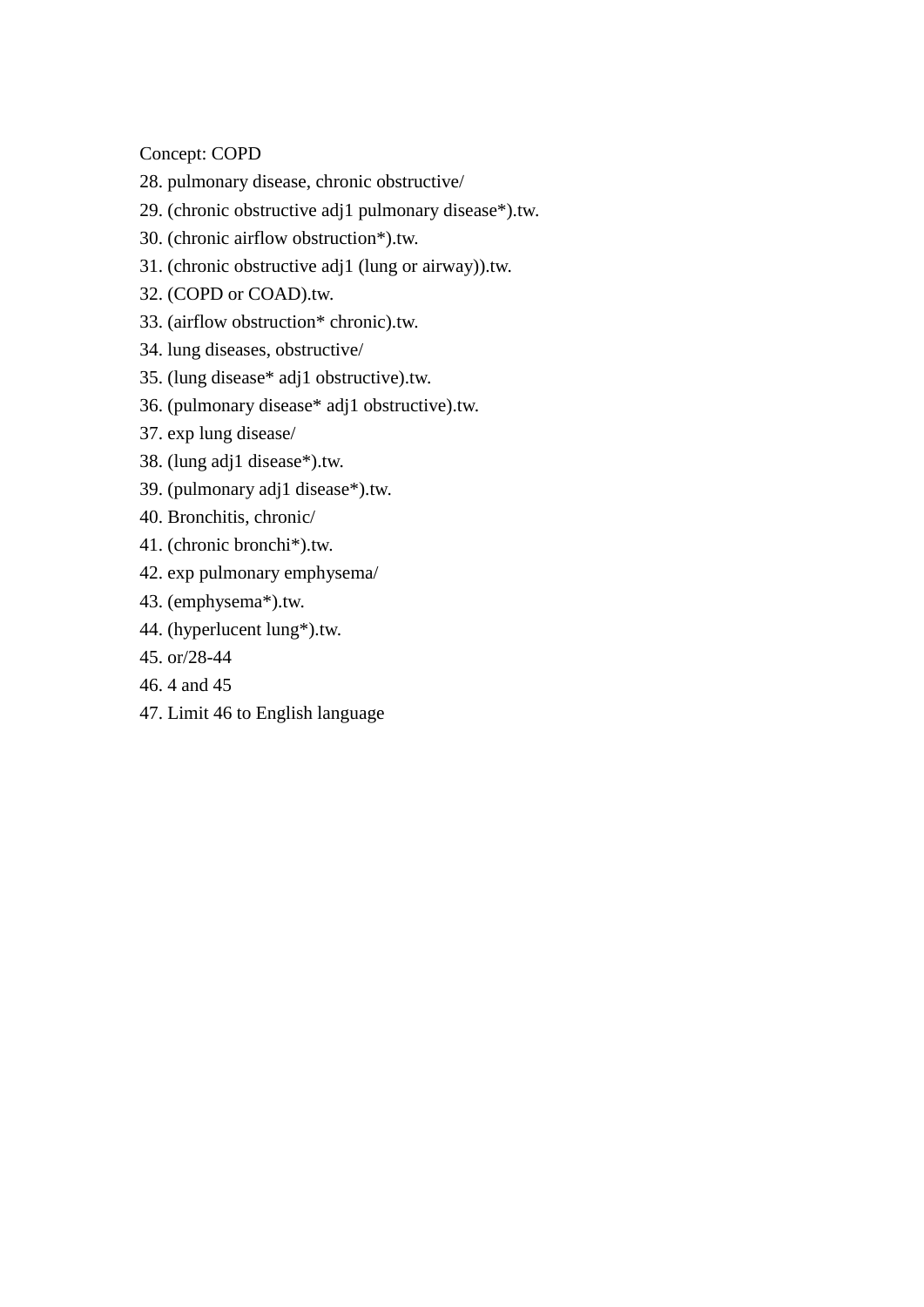Concept: COPD

28. pulmonary disease, chronic obstructive/
29. (chronic obstructive adj1 pulmonary disease*).tw.
30. (chronic airflow obstruction*).tw.
31. (chronic obstructive adj1 (lung or airway)).tw.
32. (COPD or COAD).tw.
33. (airflow obstruction* chronic).tw.
34. lung diseases, obstructive/
35. (lung disease* adj1 obstructive).tw.
36. (pulmonary disease* adj1 obstructive).tw.
37. exp lung disease/
38. (lung adj1 disease*).tw.
39. (pulmonary adj1 disease*).tw.
40. Bronchitis, chronic/
41. (chronic bronchi*).tw.
42. exp pulmonary emphysema/
43. (emphysema*).tw.
44. (hyperlucent lung*).tw.
45. or/28-44
46. 4 and 45
47. Limit 46 to English language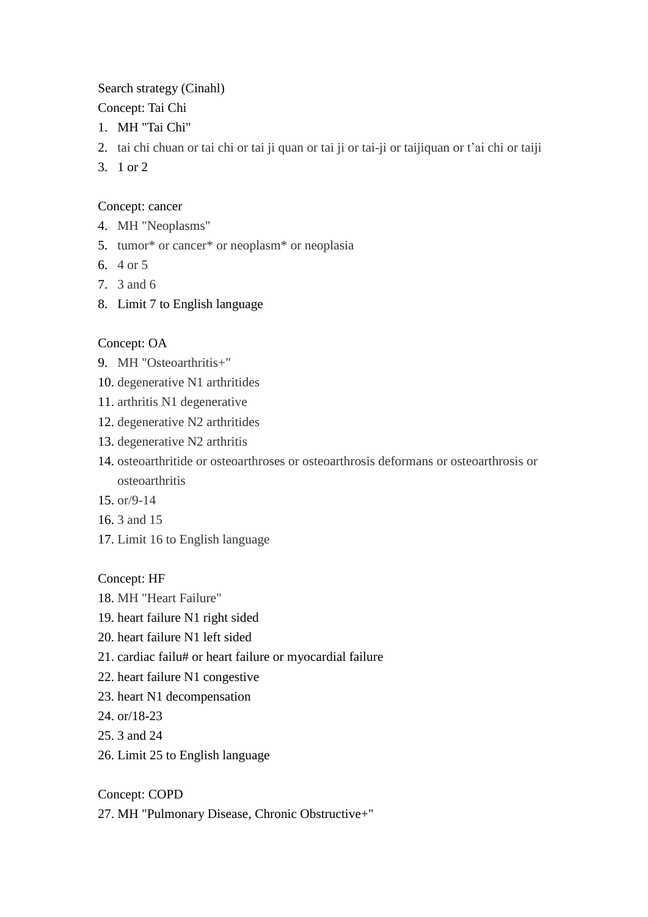Search strategy (Cinahl)

Concept: Tai Chi

1. MH "Tai Chi"
2. tai chi chuan or tai chi or tai ji quan or tai ji or tai-ji or taijiquan or t'ai chi or taiji
3. 1 or 2

Concept: cancer

4. MH "Neoplasms"
5. tumor* or cancer* or neoplasm* or neoplasia
6. 4 or 5
7. 3 and 6
8. Limit 7 to English language

Concept: OA

9. MH "Osteoarthritis+"
10. degenerative N1 arthritides
11. arthritis N1 degenerative
12. degenerative N2 arthritides
13. degenerative N2 arthritis
14. osteoarthritide or osteoarthroses or osteoarthrosis deformans or osteoarthrosis or osteoarthritis
15. or/9-14
16. 3 and 15
17. Limit 16 to English language

Concept: HF

18. MH "Heart Failure"
19. heart failure N1 right sided
20. heart failure N1 left sided
21. cardiac failu# or heart failure or myocardial failure
22. heart failure N1 congestive
23. heart N1 decompensation
24. or/18-23
25. 3 and 24
26. Limit 25 to English language

Concept: COPD

27. MH "Pulmonary Disease, Chronic Obstructive+"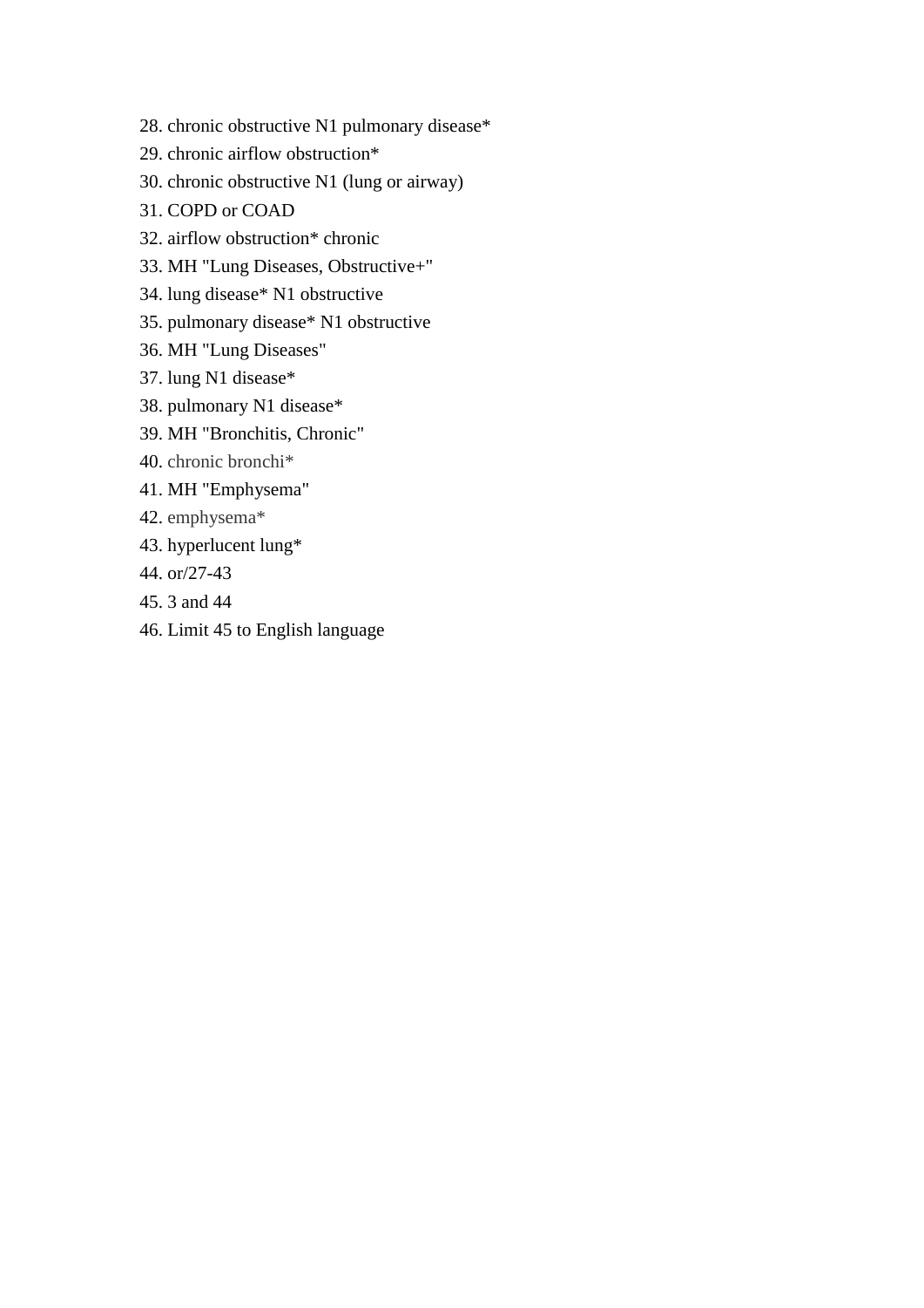28. chronic obstructive N1 pulmonary disease*
29. chronic airflow obstruction*
30. chronic obstructive N1 (lung or airway)
31. COPD or COAD
32. airflow obstruction* chronic
33. MH "Lung Diseases, Obstructive+"
34. lung disease* N1 obstructive
35. pulmonary disease* N1 obstructive
36. MH "Lung Diseases"
37. lung N1 disease*
38. pulmonary N1 disease*
39. MH "Bronchitis, Chronic"
40. chronic bronchi*
41. MH "Emphysema"
42. emphysema*
43. hyperlucent lung*
44. or/27-43
45. 3 and 44
46. Limit 45 to English language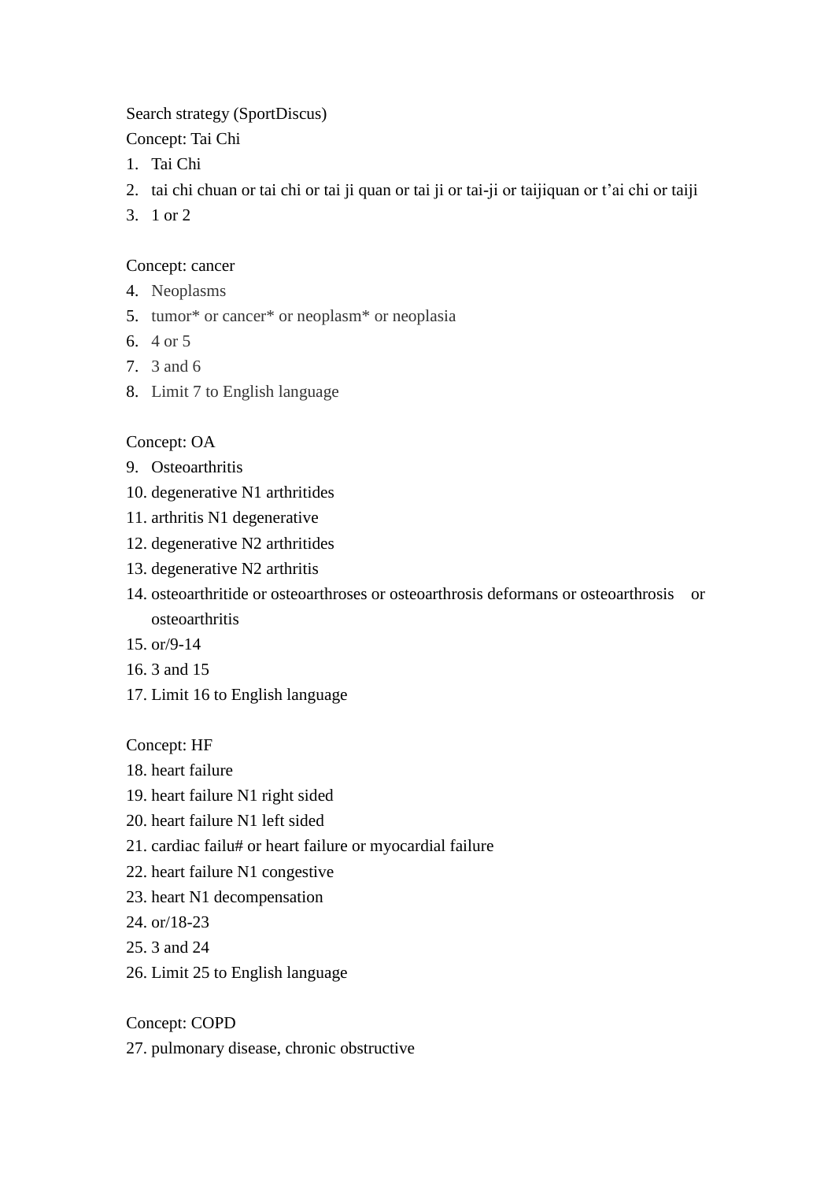Search strategy (SportDiscus)

Concept: Tai Chi

1. Tai Chi
2. tai chi chuan or tai chi or tai ji quan or tai ji or tai-ji or taijiquan or t'ai chi or taiji
3. 1 or 2

Concept: cancer

4. Neoplasms
5. tumor* or cancer* or neoplasm* or neoplasia
6. 4 or 5
7. 3 and 6
8. Limit 7 to English language

Concept: OA

9. Osteoarthritis
10. degenerative N1 arthritides
11. arthritis N1 degenerative
12. degenerative N2 arthritides
13. degenerative N2 arthritis
14. osteoarthritide or osteoarthroses or osteoarthrosis deformans or osteoarthrosis or osteoarthritis
15. or/9-14
16. 3 and 15
17. Limit 16 to English language

Concept: HF

18. heart failure
19. heart failure N1 right sided
20. heart failure N1 left sided
21. cardiac failu# or heart failure or myocardial failure
22. heart failure N1 congestive
23. heart N1 decompensation
24. or/18-23
25. 3 and 24
26. Limit 25 to English language

Concept: COPD

27. pulmonary disease, chronic obstructive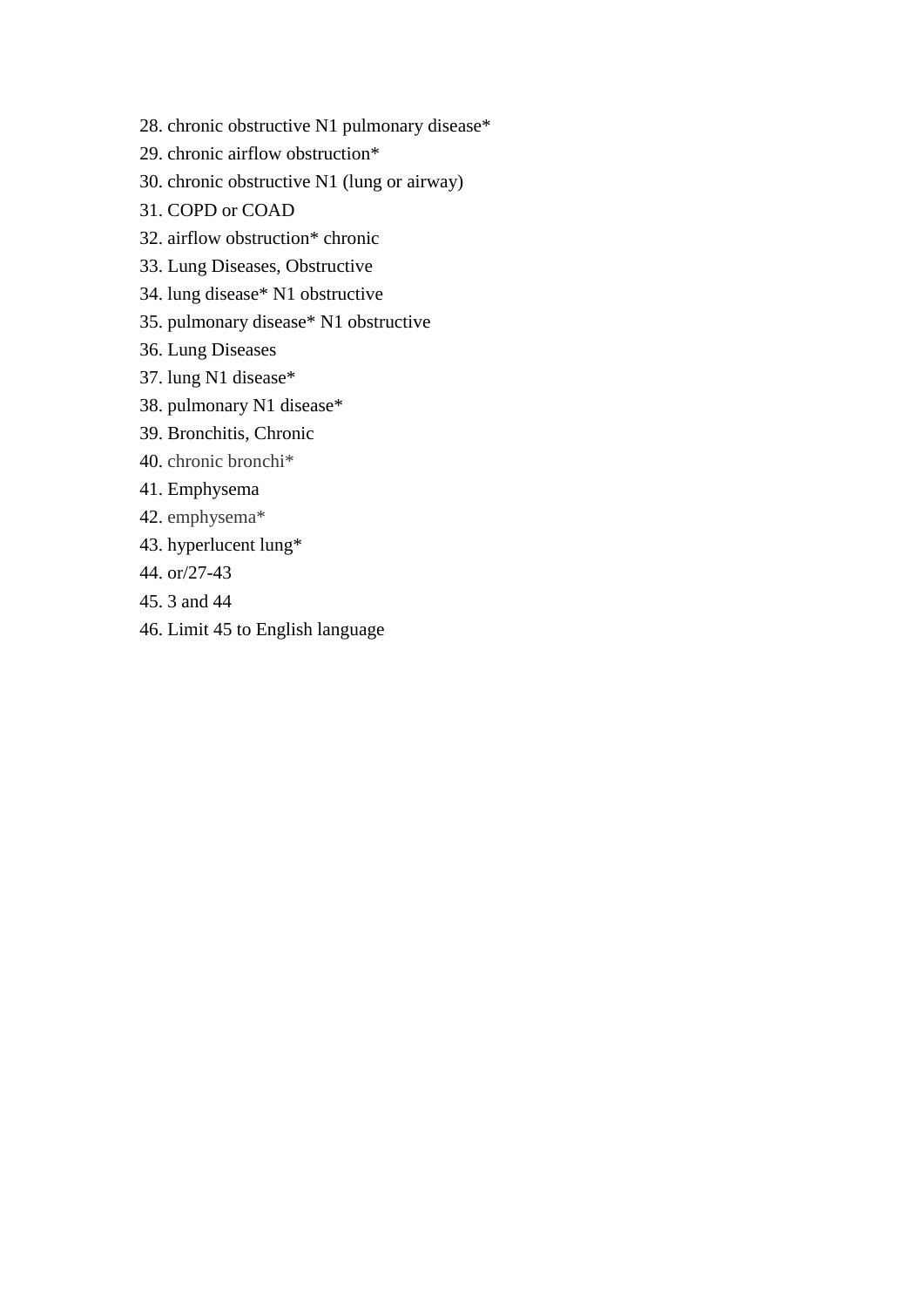28. chronic obstructive N1 pulmonary disease*
29. chronic airflow obstruction*
30. chronic obstructive N1 (lung or airway)
31. COPD or COAD
32. airflow obstruction* chronic
33. Lung Diseases, Obstructive
34. lung disease* N1 obstructive
35. pulmonary disease* N1 obstructive
36. Lung Diseases
37. lung N1 disease*
38. pulmonary N1 disease*
39. Bronchitis, Chronic
40. chronic bronchi*
41. Emphysema
42. emphysema*
43. hyperlucent lung*
44. or/27-43
45. 3 and 44
46. Limit 45 to English language